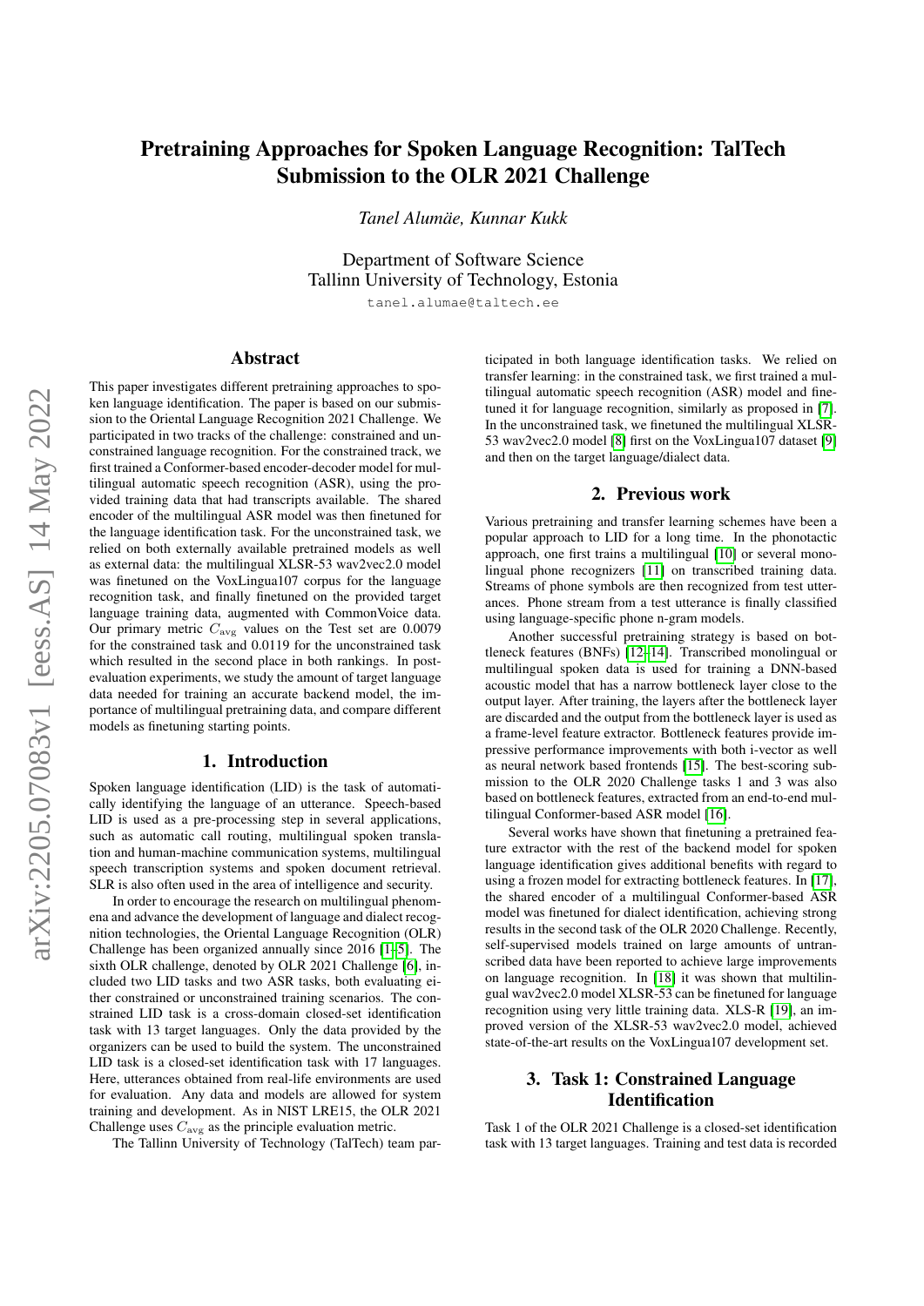# Pretraining Approaches for Spoken Language Recognition: TalTech Submission to the OLR 2021 Challenge

*Tanel Alumäe, Kunnar Kukk*

Department of Software Science
Tallinn University of Technology, Estonia

tanel.alumae@taltech.ee

## Abstract

This paper investigates different pretraining approaches to spoken language identification. The paper is based on our submission to the Oriental Language Recognition 2021 Challenge. We participated in two tracks of the challenge: constrained and unconstrained language recognition. For the constrained track, we first trained a Conformer-based encoder-decoder model for multilingual automatic speech recognition (ASR), using the provided training data that had transcripts available. The shared encoder of the multilingual ASR model was then finetuned for the language identification task. For the unconstrained task, we relied on both externally available pretrained models as well as external data: the multilingual XLSR-53 wav2vec2.0 model was finetuned on the VoxLingua107 corpus for the language recognition task, and finally finetuned on the provided target language training data, augmented with CommonVoice data. Our primary metric $C_{\rm avg}$ values on the Test set are 0.0079 for the constrained task and 0.0119 for the unconstrained task which resulted in the second place in both rankings. In post-evaluation experiments, we study the amount of target language data needed for training an accurate backend model, the importance of multilingual pretraining data, and compare different models as finetuning starting points.

## 1. Introduction

Spoken language identification (LID) is the task of automatically identifying the language of an utterance. Speech-based LID is used as a pre-processing step in several applications, such as automatic call routing, multilingual spoken translation and human-machine communication systems, multilingual speech transcription systems and spoken document retrieval. SLR is also often used in the area of intelligence and security.

In order to encourage the research on multilingual phenomena and advance the development of language and dialect recognition technologies, the Oriental Language Recognition (OLR) Challenge has been organized annually since 2016 [1–5]. The sixth OLR challenge, denoted by OLR 2021 Challenge [6], included two LID tasks and two ASR tasks, both evaluating either constrained or unconstrained training scenarios. The constrained LID task is a cross-domain closed-set identification task with 13 target languages. Only the data provided by the organizers can be used to build the system. The unconstrained LID task is a closed-set identification task with 17 languages. Here, utterances obtained from real-life environments are used for evaluation. Any data and models are allowed for system training and development. As in NIST LRE15, the OLR 2021 Challenge uses $C_{\rm avg}$ as the principle evaluation metric.

The Tallinn University of Technology (TalTech) team participated in both language identification tasks. We relied on transfer learning: in the constrained task, we first trained a multilingual automatic speech recognition (ASR) model and finetuned it for language recognition, similarly as proposed in [7]. In the unconstrained task, we finetuned the multilingual XLSR-53 wav2vec2.0 model [8] first on the VoxLingua107 dataset [9] and then on the target language/dialect data.

## 2. Previous work

Various pretraining and transfer learning schemes have been a popular approach to LID for a long time. In the phonotactic approach, one first trains a multilingual [10] or several monolingual phone recognizers [11] on transcribed training data. Streams of phone symbols are then recognized from test utterances. Phone stream from a test utterance is finally classified using language-specific phone n-gram models.

Another successful pretraining strategy is based on bottleneck features (BNFs) [12–14]. Transcribed monolingual or multilingual spoken data is used for training a DNN-based acoustic model that has a narrow bottleneck layer close to the output layer. After training, the layers after the bottleneck layer are discarded and the output from the bottleneck layer is used as a frame-level feature extractor. Bottleneck features provide impressive performance improvements with both i-vector as well as neural network based frontends [15]. The best-scoring submission to the OLR 2020 Challenge tasks 1 and 3 was also based on bottleneck features, extracted from an end-to-end multilingual Conformer-based ASR model [16].

Several works have shown that finetuning a pretrained feature extractor with the rest of the backend model for spoken language identification gives additional benefits with regard to using a frozen model for extracting bottleneck features. In [17], the shared encoder of a multilingual Conformer-based ASR model was finetuned for dialect identification, achieving strong results in the second task of the OLR 2020 Challenge. Recently, self-supervised models trained on large amounts of untranscribed data have been reported to achieve large improvements on language recognition. In [18] it was shown that multilingual wav2vec2.0 model XLSR-53 can be finetuned for language recognition using very little training data. XLS-R [19], an improved version of the XLSR-53 wav2vec2.0 model, achieved state-of-the-art results on the VoxLingua107 development set.

## 3. Task 1: Constrained Language Identification

Task 1 of the OLR 2021 Challenge is a closed-set identification task with 13 target languages. Training and test data is recorded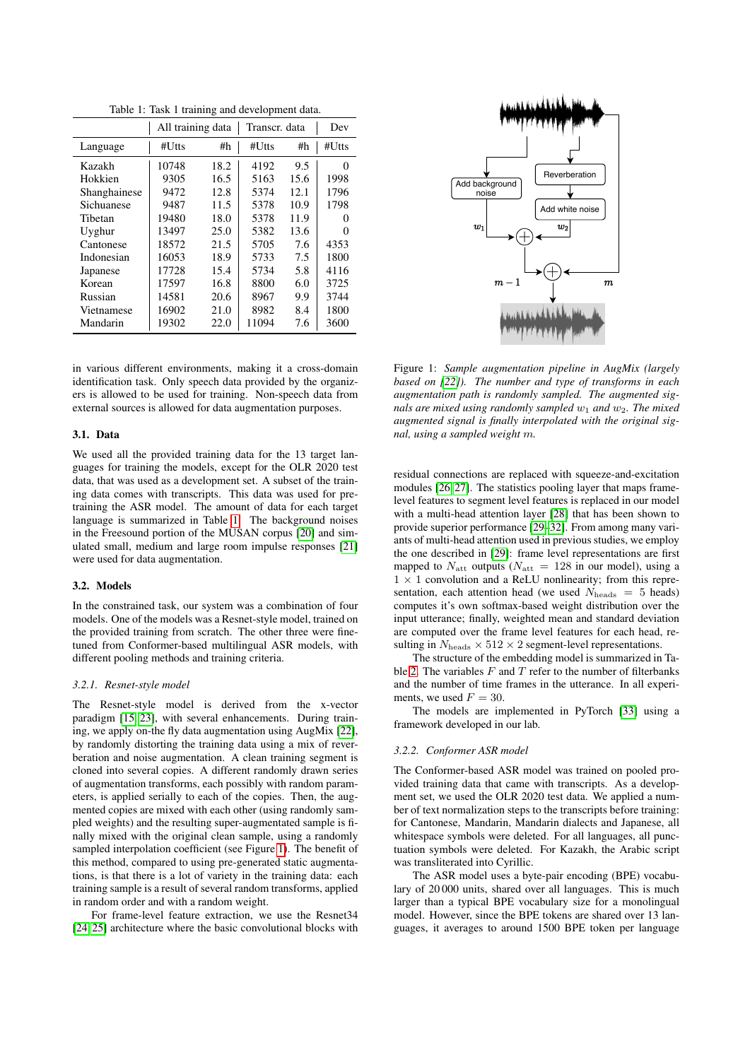Table 1: Task 1 training and development data.

| | All training data | | Transcr. data | | Dev |
|---|---|---|---|---|---|
| Language | #Utts | #h | #Utts | #h | #Utts |
| Kazakh | 10748 | 18.2 | 4192 | 9.5 | 0 |
| Hokkien | 9305 | 16.5 | 5163 | 15.6 | 1998 |
| Shanghainese | 9472 | 12.8 | 5374 | 12.1 | 1796 |
| Sichuanese | 9487 | 11.5 | 5378 | 10.9 | 1798 |
| Tibetan | 19480 | 18.0 | 5378 | 11.9 | 0 |
| Uyghur | 13497 | 25.0 | 5382 | 13.6 | 0 |
| Cantonese | 18572 | 21.5 | 5705 | 7.6 | 4353 |
| Indonesian | 16053 | 18.9 | 5733 | 7.5 | 1800 |
| Japanese | 17728 | 15.4 | 5734 | 5.8 | 4116 |
| Korean | 17597 | 16.8 | 8800 | 6.0 | 3725 |
| Russian | 14581 | 20.6 | 8967 | 9.9 | 3744 |
| Vietnamese | 16902 | 21.0 | 8982 | 8.4 | 1800 |
| Mandarin | 19302 | 22.0 | 11094 | 7.6 | 3600 |

in various different environments, making it a cross-domain identification task. Only speech data provided by the organizers is allowed to be used for training. Non-speech data from external sources is allowed for data augmentation purposes.

### 3.1. Data

We used all the provided training data for the 13 target languages for training the models, except for the OLR 2020 test data, that was used as a development set. A subset of the training data comes with transcripts. This data was used for pretraining the ASR model. The amount of data for each target language is summarized in Table 1. The background noises in the Freesound portion of the MUSAN corpus [20] and simulated small, medium and large room impulse responses [21] were used for data augmentation.

### 3.2. Models

In the constrained task, our system was a combination of four models. One of the models was a Resnet-style model, trained on the provided training from scratch. The other three were finetuned from Conformer-based multilingual ASR models, with different pooling methods and training criteria.

#### 3.2.1. Resnet-style model

The Resnet-style model is derived from the x-vector paradigm [15, 23], with several enhancements. During training, we apply on-the fly data augmentation using AugMix [22], by randomly distorting the training data using a mix of reverberation and noise augmentation. A clean training segment is cloned into several copies. A different randomly drawn series of augmentation transforms, each possibly with random parameters, is applied serially to each of the copies. Then, the augmented copies are mixed with each other (using randomly sampled weights) and the resulting super-augmented sample is finally mixed with the original clean sample, using a randomly sampled interpolation coefficient (see Figure 1). The benefit of this method, compared to using pre-generated static augmentations, is that there is a lot of variety in the training data: each training sample is a result of several random transforms, applied in random order and with a random weight.

For frame-level feature extraction, we use the Resnet34 [24, 25] architecture where the basic convolutional blocks with

Figure 1: *Sample augmentation pipeline in AugMix (largely based on [22]). The number and type of transforms in each augmentation path is randomly sampled. The augmented signals are mixed using randomly sampled $w_1$ and $w_2$. The mixed augmented signal is finally interpolated with the original signal, using a sampled weight $m$.*

residual connections are replaced with squeeze-and-excitation modules [26, 27]. The statistics pooling layer that maps frame-level features to segment level features is replaced in our model with a multi-head attention layer [28] that has been shown to provide superior performance [29–32]. From among many variants of multi-head attention used in previous studies, we employ the one described in [29]: frame level representations are first mapped to $N_{\text{att}}$ outputs ($N_{\text{att}} = 128$ in our model), using a $1 \times 1$ convolution and a ReLU nonlinearity; from this representation, each attention head (we used $N_{\text{heads}} = 5$ heads) computes it's own softmax-based weight distribution over the input utterance; finally, weighted mean and standard deviation are computed over the frame level features for each head, resulting in $N_{\text{heads}} \times 512 \times 2$ segment-level representations.

The structure of the embedding model is summarized in Table 2. The variables $F$ and $T$ refer to the number of filterbanks and the number of time frames in the utterance. In all experiments, we used $F = 30$.

The models are implemented in PyTorch [33] using a framework developed in our lab.

#### 3.2.2. Conformer ASR model

The Conformer-based ASR model was trained on pooled provided training data that came with transcripts. As a development set, we used the OLR 2020 test data. We applied a number of text normalization steps to the transcripts before training: for Cantonese, Mandarin, Mandarin dialects and Japanese, all whitespace symbols were deleted. For all languages, all punctuation symbols were deleted. For Kazakh, the Arabic script was transliterated into Cyrillic.

The ASR model uses a byte-pair encoding (BPE) vocabulary of 20 000 units, shared over all languages. This is much larger than a typical BPE vocabulary size for a monolingual model. However, since the BPE tokens are shared over 13 languages, it averages to around 1500 BPE token per language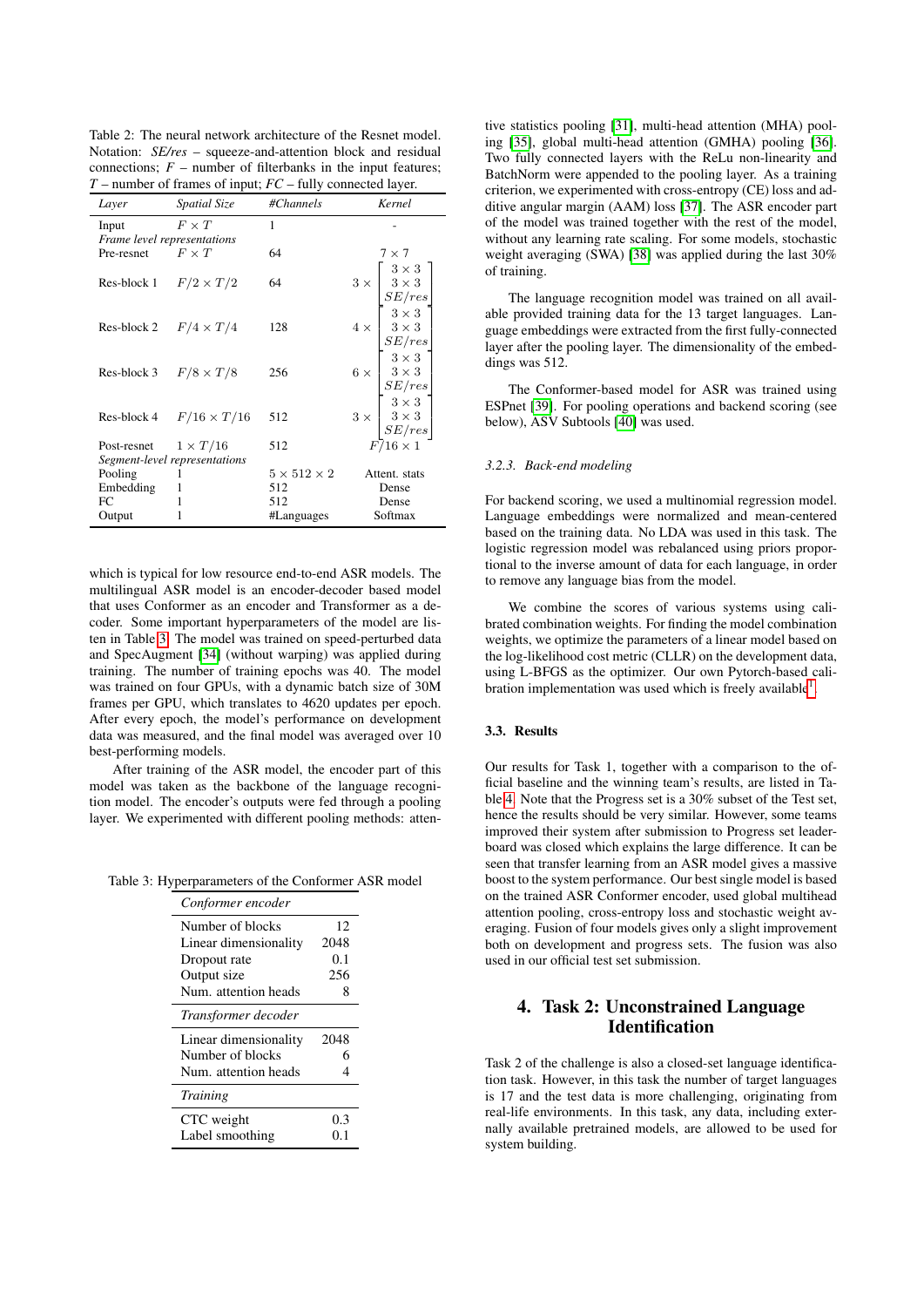Table 2: The neural network architecture of the Resnet model. Notation: *SE/res* – squeeze-and-attention block and residual connections; $F$ – number of filterbanks in the input features; $T$ – number of frames of input; $FC$ – fully connected layer.

| *Layer* | *Spatial Size* | *#Channels* | *Kernel* |
|---|---|---|---|
| Input | $F \times T$ | 1 | - |
| *Frame level representations* | | | |
| Pre-resnet | $F \times T$ | 64 | $7 \times 7$ |
| Res-block 1 | $F/2 \times T/2$ | 64 | $3 \times \begin{bmatrix} 3 \times 3 \\ 3 \times 3 \\ SE/res \end{bmatrix}$ |
| Res-block 2 | $F/4 \times T/4$ | 128 | $4 \times \begin{bmatrix} 3 \times 3 \\ 3 \times 3 \\ SE/res \end{bmatrix}$ |
| Res-block 3 | $F/8 \times T/8$ | 256 | $6 \times \begin{bmatrix} 3 \times 3 \\ 3 \times 3 \\ SE/res \end{bmatrix}$ |
| Res-block 4 | $F/16 \times T/16$ | 512 | $3 \times \begin{bmatrix} 3 \times 3 \\ 3 \times 3 \\ SE/res \end{bmatrix}$ |
| Post-resnet | $1 \times T/16$ | 512 | $F/16 \times 1$ |
| *Segment-level representations* | | | |
| Pooling | 1 | $5 \times 512 \times 2$ | Attent. stats |
| Embedding | 1 | 512 | Dense |
| FC | 1 | 512 | Dense |
| Output | 1 | #Languages | Softmax |

which is typical for low resource end-to-end ASR models. The multilingual ASR model is an encoder-decoder based model that uses Conformer as an encoder and Transformer as a decoder. Some important hyperparameters of the model are listen in Table 3. The model was trained on speed-perturbed data and SpecAugment [34] (without warping) was applied during training. The number of training epochs was 40. The model was trained on four GPUs, with a dynamic batch size of 30M frames per GPU, which translates to 4620 updates per epoch. After every epoch, the model's performance on development data was measured, and the final model was averaged over 10 best-performing models.

After training of the ASR model, the encoder part of this model was taken as the backbone of the language recognition model. The encoder's outputs were fed through a pooling layer. We experimented with different pooling methods: attentive statistics pooling [31], multi-head attention (MHA) pooling [35], global multi-head attention (GMHA) pooling [36]. Two fully connected layers with the ReLu non-linearity and BatchNorm were appended to the pooling layer. As a training criterion, we experimented with cross-entropy (CE) loss and additive angular margin (AAM) loss [37]. The ASR encoder part of the model was trained together with the rest of the model, without any learning rate scaling. For some models, stochastic weight averaging (SWA) [38] was applied during the last 30% of training.

Table 3: Hyperparameters of the Conformer ASR model

| *Conformer encoder* | |
|---|---|
| Number of blocks | 12 |
| Linear dimensionality | 2048 |
| Dropout rate | 0.1 |
| Output size | 256 |
| Num. attention heads | 8 |
| *Transformer decoder* | |
| Linear dimensionality | 2048 |
| Number of blocks | 6 |
| Num. attention heads | 4 |
| *Training* | |
| CTC weight | 0.3 |
| Label smoothing | 0.1 |

The language recognition model was trained on all available provided training data for the 13 target languages. Language embeddings were extracted from the first fully-connected layer after the pooling layer. The dimensionality of the embeddings was 512.

The Conformer-based model for ASR was trained using ESPnet [39]. For pooling operations and backend scoring (see below), ASV Subtools [40] was used.

#### 3.2.3. Back-end modeling

For backend scoring, we used a multinomial regression model. Language embeddings were normalized and mean-centered based on the training data. No LDA was used in this task. The logistic regression model was rebalanced using priors proportional to the inverse amount of data for each language, in order to remove any language bias from the model.

We combine the scores of various systems using calibrated combination weights. For finding the model combination weights, we optimize the parameters of a linear model based on the log-likelihood cost metric (CLLR) on the development data, using L-BFGS as the optimizer. Our own Pytorch-based calibration implementation was used which is freely available[1].

### 3.3. Results

Our results for Task 1, together with a comparison to the official baseline and the winning team's results, are listed in Table 4. Note that the Progress set is a 30% subset of the Test set, hence the results should be very similar. However, some teams improved their system after submission to Progress set leaderboard was closed which explains the large difference. It can be seen that transfer learning from an ASR model gives a massive boost to the system performance. Our best single model is based on the trained ASR Conformer encoder, used global multihead attention pooling, cross-entropy loss and stochastic weight averaging. Fusion of four models gives only a slight improvement both on development and progress sets. The fusion was also used in our official test set submission.

## 4. Task 2: Unconstrained Language Identification

Task 2 of the challenge is also a closed-set language identification task. However, in this task the number of target languages is 17 and the test data is more challenging, originating from real-life environments. In this task, any data, including externally available pretrained models, are allowed to be used for system building.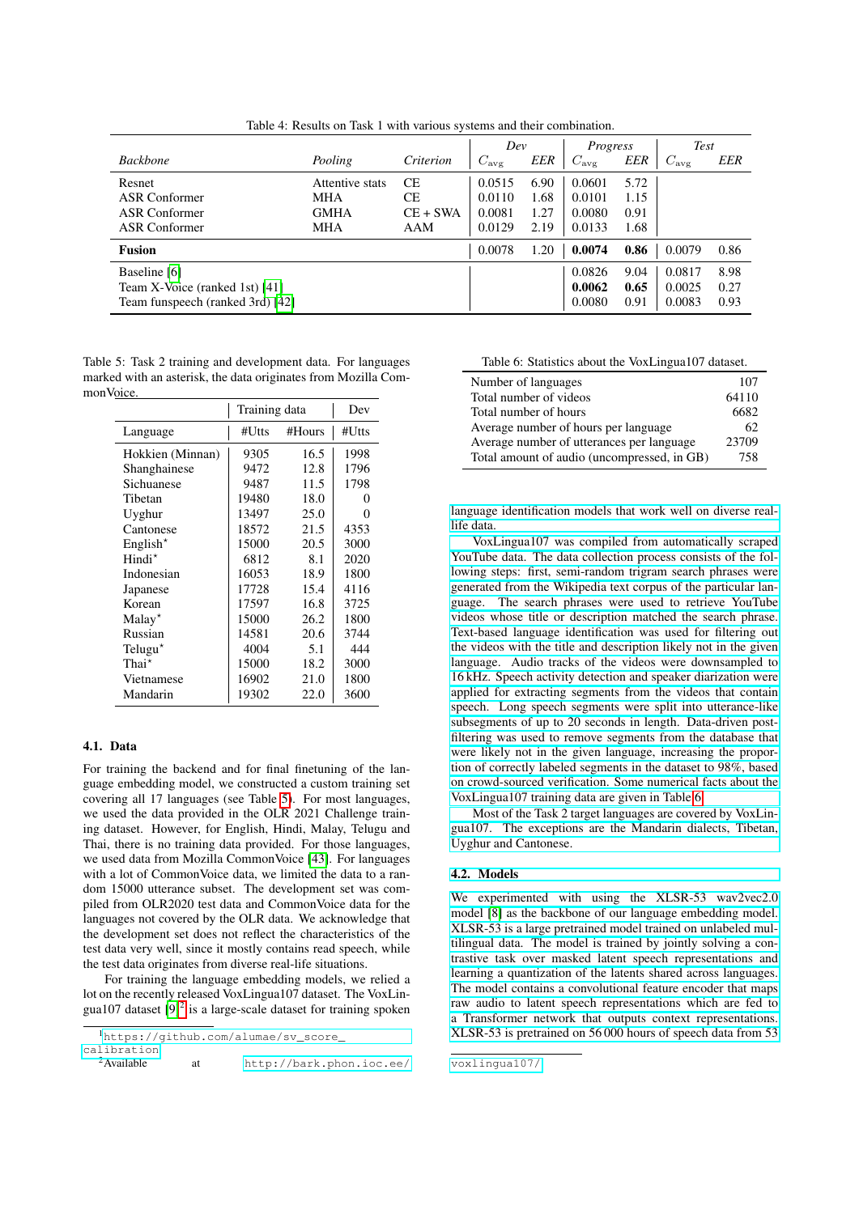Table 4: Results on Task 1 with various systems and their combination.

| *Backbone* | *Pooling* | *Criterion* | *Dev* $C_{\text{avg}}$ | *Dev* *EER* | *Progress* $C_{\text{avg}}$ | *Progress* *EER* | *Test* $C_{\text{avg}}$ | *Test* *EER* |
|---|---|---|---|---|---|---|---|---|
| Resnet | Attentive stats | CE | 0.0515 | 6.90 | 0.0601 | 5.72 | | |
| ASR Conformer | MHA | CE | 0.0110 | 1.68 | 0.0101 | 1.15 | | |
| ASR Conformer | GMHA | CE + SWA | 0.0081 | 1.27 | 0.0080 | 0.91 | | |
| ASR Conformer | MHA | AAM | 0.0129 | 2.19 | 0.0133 | 1.68 | | |
| **Fusion** | | | 0.0078 | 1.20 | **0.0074** | **0.86** | 0.0079 | 0.86 |
| Baseline [6] | | | | | 0.0826 | 9.04 | 0.0817 | 8.98 |
| Team X-Voice (ranked 1st) [41] | | | | | **0.0062** | **0.65** | 0.0025 | 0.27 |
| Team funspeech (ranked 3rd) [42] | | | | | 0.0080 | 0.91 | 0.0083 | 0.93 |

Table 5: Task 2 training and development data. For languages marked with an asterisk, the data originates from Mozilla CommonVoice.

| Language | Training data #Utts | Training data #Hours | Dev #Utts |
|---|---|---|---|
| Hokkien (Minnan) | 9305 | 16.5 | 1998 |
| Shanghainese | 9472 | 12.8 | 1796 |
| Sichuanese | 9487 | 11.5 | 1798 |
| Tibetan | 19480 | 18.0 | 0 |
| Uyghur | 13497 | 25.0 | 0 |
| Cantonese | 18572 | 21.5 | 4353 |
| English* | 15000 | 20.5 | 3000 |
| Hindi* | 6812 | 8.1 | 2020 |
| Indonesian | 16053 | 18.9 | 1800 |
| Japanese | 17728 | 15.4 | 4116 |
| Korean | 17597 | 16.8 | 3725 |
| Malay* | 15000 | 26.2 | 1800 |
| Russian | 14581 | 20.6 | 3744 |
| Telugu* | 4004 | 5.1 | 444 |
| Thai* | 15000 | 18.2 | 3000 |
| Vietnamese | 16902 | 21.0 | 1800 |
| Mandarin | 19302 | 22.0 | 3600 |

### 4.1. Data

For training the backend and for final finetuning of the language embedding model, we constructed a custom training set covering all 17 languages (see Table 5). For most languages, we used the data provided in the OLR 2021 Challenge training dataset. However, for English, Hindi, Malay, Telugu and Thai, there is no training data provided. For those languages, we used data from Mozilla CommonVoice [43]. For languages with a lot of CommonVoice data, we limited the data to a random 15000 utterance subset. The development set was compiled from OLR2020 test data and CommonVoice data for the languages not covered by the OLR data. We acknowledge that the development set does not reflect the characteristics of the test data very well, since it mostly contains read speech, while the test data originates from diverse real-life situations.

For training the language embedding models, we relied a lot on the recently released VoxLingua107 dataset. The VoxLingua107 dataset [9][2] is a large-scale dataset for training spoken language identification models that work well on diverse real-life data.

Table 6: Statistics about the VoxLingua107 dataset.

| | |
|---|---|
| Number of languages | 107 |
| Total number of videos | 64110 |
| Total number of hours | 6682 |
| Average number of hours per language | 62 |
| Average number of utterances per language | 23709 |
| Total amount of audio (uncompressed, in GB) | 758 |

VoxLingua107 was compiled from automatically scraped YouTube data. The data collection process consists of the following steps: first, semi-random trigram search phrases were generated from the Wikipedia text corpus of the particular language. The search phrases were used to retrieve YouTube videos whose title or description matched the search phrase. Text-based language identification was used for filtering out the videos with the title and description likely not in the given language. Audio tracks of the videos were downsampled to 16 kHz. Speech activity detection and speaker diarization were applied for extracting segments from the videos that contain speech. Long speech segments were split into utterance-like subsegments of up to 20 seconds in length. Data-driven post-filtering was used to remove segments from the database that were likely not in the given language, increasing the proportion of correctly labeled segments in the dataset to 98%, based on crowd-sourced verification. Some numerical facts about the VoxLingua107 training data are given in Table 6.

Most of the Task 2 target languages are covered by VoxLingua107. The exceptions are the Mandarin dialects, Tibetan, Uyghur and Cantonese.

### 4.2. Models

We experimented with using the XLSR-53 wav2vec2.0 model [8] as the backbone of our language embedding model. XLSR-53 is a large pretrained model trained on unlabeled multilingual data. The model is trained by jointly solving a contrastive task over masked latent speech representations and learning a quantization of the latents shared across languages. The model contains a convolutional feature encoder that maps raw audio to latent speech representations which are fed to a Transformer network that outputs context representations. XLSR-53 is pretrained on 56 000 hours of speech data from 53

[1] https://github.com/alumae/sv_score_calibration

[2] Available at http://bark.phon.ioc.ee/voxlingua107/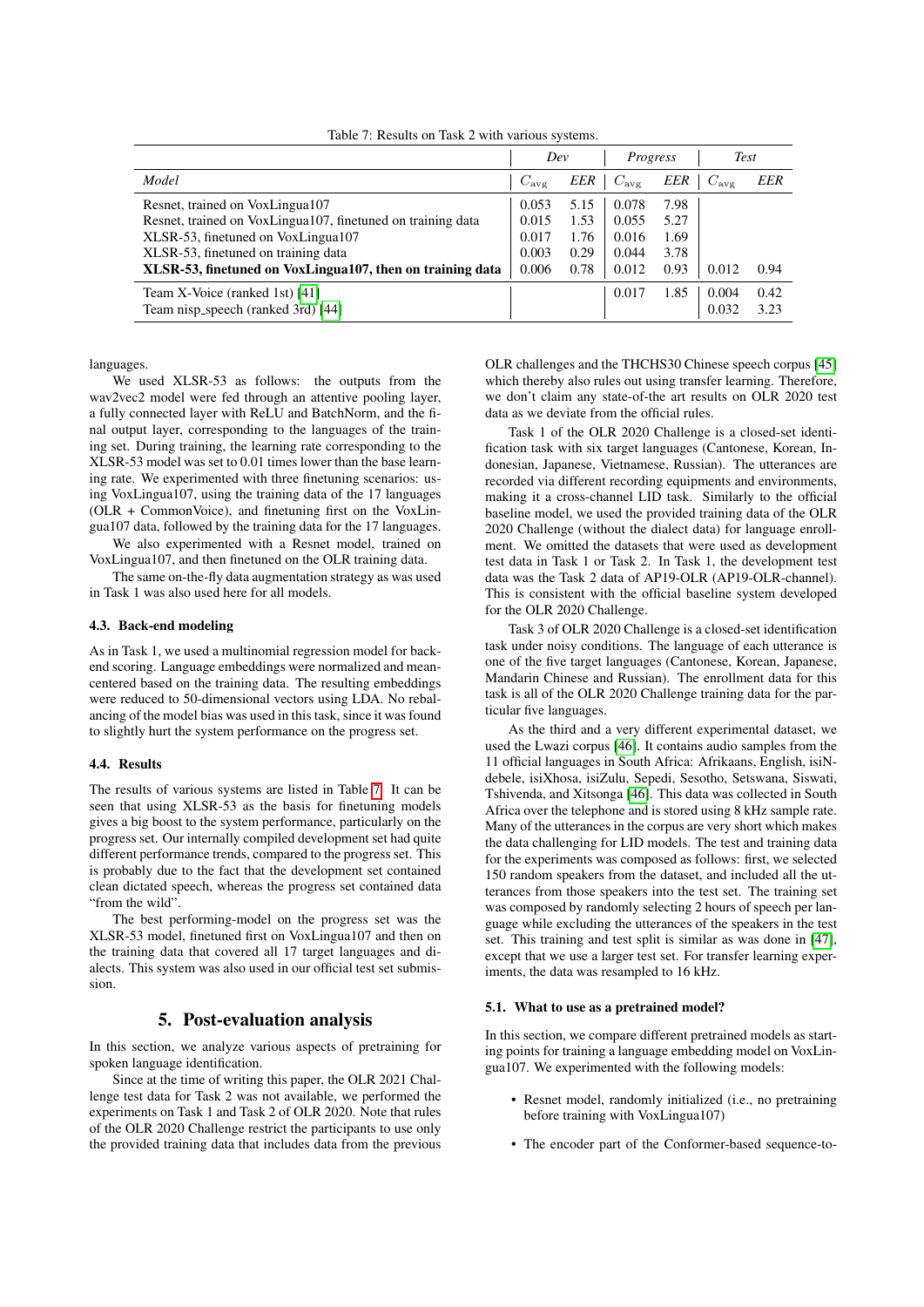Table 7: Results on Task 2 with various systems.

| | *Dev* | | *Progress* | | *Test* | |
|---|---|---|---|---|---|---|
| *Model* | $C_{\text{avg}}$ | *EER* | $C_{\text{avg}}$ | *EER* | $C_{\text{avg}}$ | *EER* |
| Resnet, trained on VoxLingua107 | 0.053 | 5.15 | 0.078 | 7.98 | | |
| Resnet, trained on VoxLingua107, finetuned on training data | 0.015 | 1.53 | 0.055 | 5.27 | | |
| XLSR-53, finetuned on VoxLingua107 | 0.017 | 1.76 | 0.016 | 1.69 | | |
| XLSR-53, finetuned on training data | 0.003 | 0.29 | 0.044 | 3.78 | | |
| **XLSR-53, finetuned on VoxLingua107, then on training data** | 0.006 | 0.78 | 0.012 | 0.93 | 0.012 | 0.94 |
| Team X-Voice (ranked 1st) [41] | | | 0.017 | 1.85 | 0.004 | 0.42 |
| Team nisp_speech (ranked 3rd) [44] | | | | | 0.032 | 3.23 |

languages.

We used XLSR-53 as follows: the outputs from the wav2vec2 model were fed through an attentive pooling layer, a fully connected layer with ReLU and BatchNorm, and the final output layer, corresponding to the languages of the training set. During training, the learning rate corresponding to the XLSR-53 model was set to 0.01 times lower than the base learning rate. We experimented with three finetuning scenarios: using VoxLingua107, using the training data of the 17 languages (OLR + CommonVoice), and finetuning first on the VoxLingua107 data, followed by the training data for the 17 languages.

We also experimented with a Resnet model, trained on VoxLingua107, and then finetuned on the OLR training data.

The same on-the-fly data augmentation strategy as was used in Task 1 was also used here for all models.

### 4.3. Back-end modeling

As in Task 1, we used a multinomial regression model for back-end scoring. Language embeddings were normalized and mean-centered based on the training data. The resulting embeddings were reduced to 50-dimensional vectors using LDA. No rebalancing of the model bias was used in this task, since it was found to slightly hurt the system performance on the progress set.

### 4.4. Results

The results of various systems are listed in Table 7. It can be seen that using XLSR-53 as the basis for finetuning models gives a big boost to the system performance, particularly on the progress set. Our internally compiled development set had quite different performance trends, compared to the progress set. This is probably due to the fact that the development set contained clean dictated speech, whereas the progress set contained data "from the wild".

The best performing-model on the progress set was the XLSR-53 model, finetuned first on VoxLingua107 and then on the training data that covered all 17 target languages and dialects. This system was also used in our official test set submission.

## 5. Post-evaluation analysis

In this section, we analyze various aspects of pretraining for spoken language identification.

Since at the time of writing this paper, the OLR 2021 Challenge test data for Task 2 was not available, we performed the experiments on Task 1 and Task 2 of OLR 2020. Note that rules of the OLR 2020 Challenge restrict the participants to use only the provided training data that includes data from the previous OLR challenges and the THCHS30 Chinese speech corpus [45] which thereby also rules out using transfer learning. Therefore, we don't claim any state-of-the art results on OLR 2020 test data as we deviate from the official rules.

Task 1 of the OLR 2020 Challenge is a closed-set identification task with six target languages (Cantonese, Korean, Indonesian, Japanese, Vietnamese, Russian). The utterances are recorded via different recording equipments and environments, making it a cross-channel LID task. Similarly to the official baseline model, we used the provided training data of the OLR 2020 Challenge (without the dialect data) for language enrollment. We omitted the datasets that were used as development test data in Task 1 or Task 2. In Task 1, the development test data was the Task 2 data of AP19-OLR (AP19-OLR-channel). This is consistent with the official baseline system developed for the OLR 2020 Challenge.

Task 3 of OLR 2020 Challenge is a closed-set identification task under noisy conditions. The language of each utterance is one of the five target languages (Cantonese, Korean, Japanese, Mandarin Chinese and Russian). The enrollment data for this task is all of the OLR 2020 Challenge training data for the particular five languages.

As the third and a very different experimental dataset, we used the Lwazi corpus [46]. It contains audio samples from the 11 official languages in South Africa: Afrikaans, English, isiNdebele, isiXhosa, isiZulu, Sepedi, Sesotho, Setswana, Siswati, Tshivenda, and Xitsonga [46]. This data was collected in South Africa over the telephone and is stored using 8 kHz sample rate. Many of the utterances in the corpus are very short which makes the data challenging for LID models. The test and training data for the experiments was composed as follows: first, we selected 150 random speakers from the dataset, and included all the utterances from those speakers into the test set. The training set was composed by randomly selecting 2 hours of speech per language while excluding the utterances of the speakers in the test set. This training and test split is similar as was done in [47], except that we use a larger test set. For transfer learning experiments, the data was resampled to 16 kHz.

### 5.1. What to use as a pretrained model?

In this section, we compare different pretrained models as starting points for training a language embedding model on VoxLingua107. We experimented with the following models:

- Resnet model, randomly initialized (i.e., no pretraining before training with VoxLingua107)
- The encoder part of the Conformer-based sequence-to-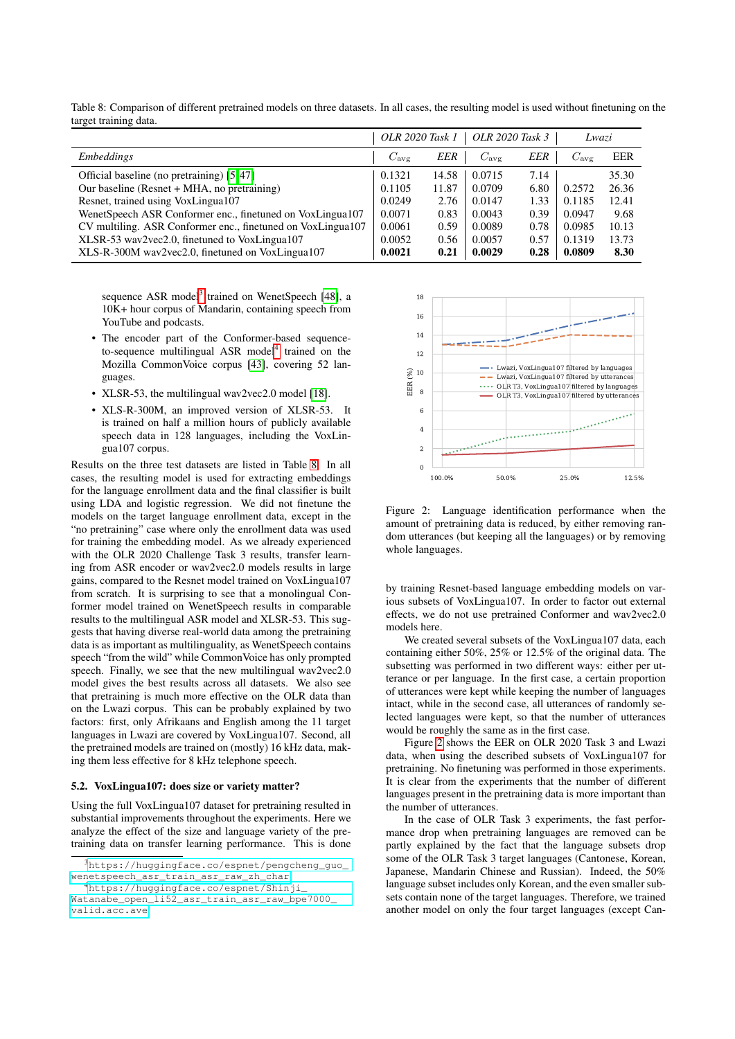Table 8: Comparison of different pretrained models on three datasets. In all cases, the resulting model is used without finetuning on the target training data.

| | OLR 2020 Task 1 | | OLR 2020 Task 3 | | Lwazi | |
|---|---|---|---|---|---|---|
| *Embeddings* | $C_{avg}$ | *EER* | $C_{avg}$ | *EER* | $C_{avg}$ | EER |
| Official baseline (no pretraining) [5, 47] | 0.1321 | 14.58 | 0.0715 | 7.14 | | 35.30 |
| Our baseline (Resnet + MHA, no pretraining) | 0.1105 | 11.87 | 0.0709 | 6.80 | 0.2572 | 26.36 |
| Resnet, trained using VoxLingua107 | 0.0249 | 2.76 | 0.0147 | 1.33 | 0.1185 | 12.41 |
| WenetSpeech ASR Conformer enc., finetuned on VoxLingua107 | 0.0071 | 0.83 | 0.0043 | 0.39 | 0.0947 | 9.68 |
| CV multiling. ASR Conformer enc., finetuned on VoxLingua107 | 0.0061 | 0.59 | 0.0089 | 0.78 | 0.0985 | 10.13 |
| XLSR-53 wav2vec2.0, finetuned to VoxLingua107 | 0.0052 | 0.56 | 0.0057 | 0.57 | 0.1319 | 13.73 |
| XLS-R-300M wav2vec2.0, finetuned on VoxLingua107 | **0.0021** | **0.21** | **0.0029** | **0.28** | **0.0809** | **8.30** |

sequence ASR model[3] trained on WenetSpeech [48], a 10K+ hour corpus of Mandarin, containing speech from YouTube and podcasts.

- The encoder part of the Conformer-based sequence-to-sequence multilingual ASR model[4] trained on the Mozilla CommonVoice corpus [43], covering 52 languages.
- XLSR-53, the multilingual wav2vec2.0 model [18].
- XLS-R-300M, an improved version of XLSR-53. It is trained on half a million hours of publicly available speech data in 128 languages, including the VoxLingua107 corpus.

Results on the three test datasets are listed in Table 8. In all cases, the resulting model is used for extracting embeddings for the language enrollment data and the final classifier is built using LDA and logistic regression. We did not finetune the models on the target language enrollment data, except in the "no pretraining" case where only the enrollment data was used for training the embedding model. As we already experienced with the OLR 2020 Challenge Task 3 results, transfer learning from ASR encoder or wav2vec2.0 models results in large gains, compared to the Resnet model trained on VoxLingua107 from scratch. It is surprising to see that a monolingual Conformer model trained on WenetSpeech results in comparable results to the multilingual ASR model and XLSR-53. This suggests that having diverse real-world data among the pretraining data is as important as multilinguality, as WenetSpeech contains speech "from the wild" while CommonVoice has only prompted speech. Finally, we see that the new multilingual wav2vec2.0 model gives the best results across all datasets. We also see that pretraining is much more effective on the OLR data than on the Lwazi corpus. This can be probably explained by two factors: first, only Afrikaans and English among the 11 target languages in Lwazi are covered by VoxLingua107. Second, all the pretrained models are trained on (mostly) 16 kHz data, making them less effective for 8 kHz telephone speech.

### 5.2. VoxLingua107: does size or variety matter?

Using the full VoxLingua107 dataset for pretraining resulted in substantial improvements throughout the experiments. Here we analyze the effect of the size and language variety of the pretraining data on transfer learning performance. This is done by training Resnet-based language embedding models on various subsets of VoxLingua107. In order to factor out external effects, we do not use pretrained Conformer and wav2vec2.0 models here.

We created several subsets of the VoxLingua107 data, each containing either 50%, 25% or 12.5% of the original data. The subsetting was performed in two different ways: either per utterance or per language. In the first case, a certain proportion of utterances were kept while keeping the number of languages intact, while in the second case, all utterances of randomly selected languages were kept, so that the number of utterances would be roughly the same as in the first case.

Figure 2: Language identification performance when the amount of pretraining data is reduced, by either removing random utterances (but keeping all the languages) or by removing whole languages.

Figure 2 shows the EER on OLR 2020 Task 3 and Lwazi data, when using the described subsets of VoxLingua107 for pretraining. No finetuning was performed in those experiments. It is clear from the experiments that the number of different languages present in the pretraining data is more important than the number of utterances.

In the case of OLR Task 3 experiments, the fast performance drop when pretraining languages are removed can be partly explained by the fact that the language subsets drop some of the OLR Task 3 target languages (Cantonese, Korean, Japanese, Mandarin Chinese and Russian). Indeed, the 50% language subset includes only Korean, and the even smaller subsets contain none of the target languages. Therefore, we trained another model on only the four target languages (except Can-

[3] https://huggingface.co/espnet/pengcheng_guo_wenetspeech_asr_train_asr_raw_zh_char

[4] https://huggingface.co/espnet/Shinji_Watanabe_open_li52_asr_train_asr_raw_bpe7000_valid.acc.ave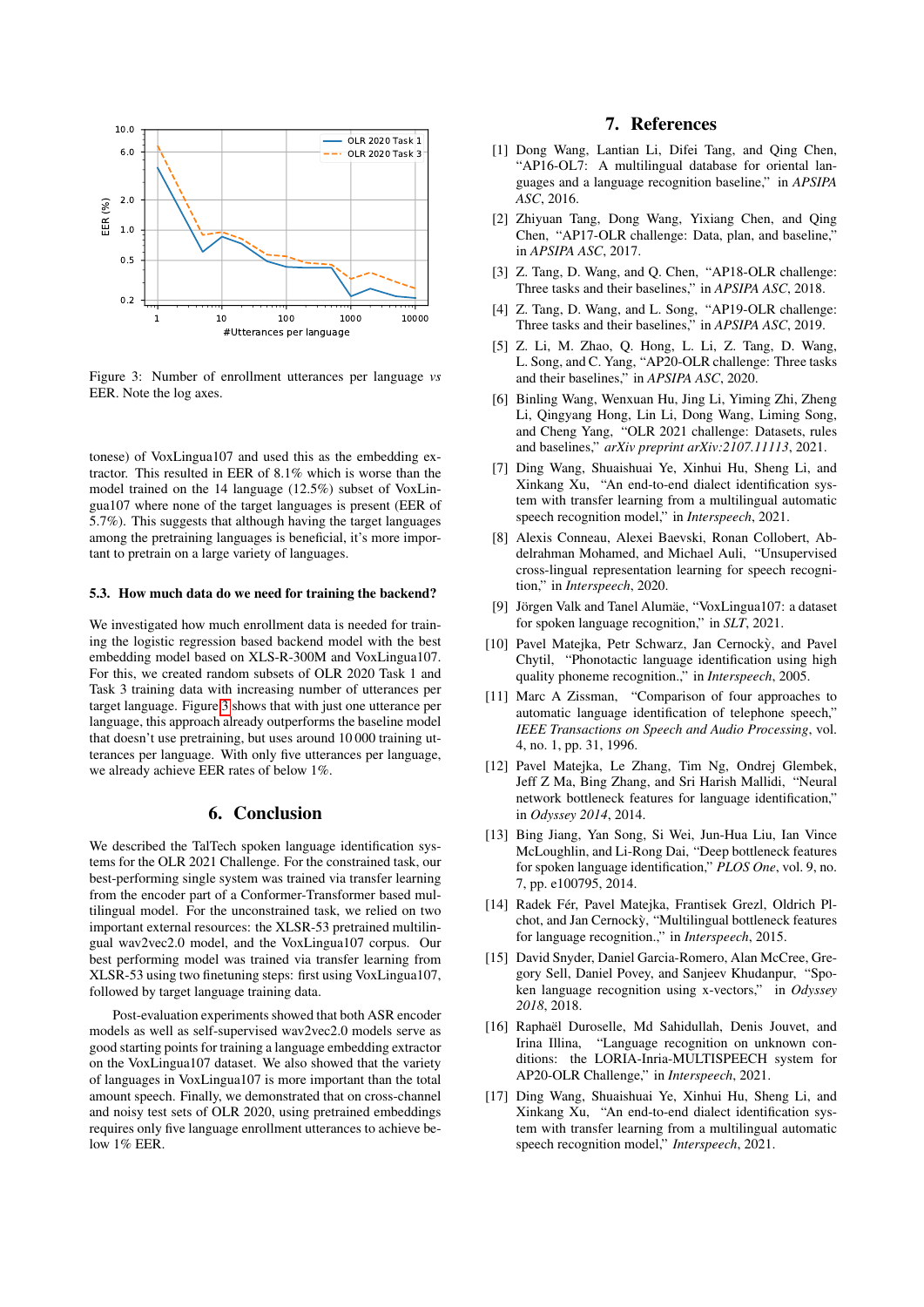Figure 3: Number of enrollment utterances per language *vs* EER. Note the log axes.

tonese) of VoxLingua107 and used this as the embedding extractor. This resulted in EER of 8.1% which is worse than the model trained on the 14 language (12.5%) subset of VoxLingua107 where none of the target languages is present (EER of 5.7%). This suggests that although having the target languages among the pretraining languages is beneficial, it's more important to pretrain on a large variety of languages.

### 5.3. How much data do we need for training the backend?

We investigated how much enrollment data is needed for training the logistic regression based backend model with the best embedding model based on XLS-R-300M and VoxLingua107. For this, we created random subsets of OLR 2020 Task 1 and Task 3 training data with increasing number of utterances per target language. Figure 3 shows that with just one utterance per language, this approach already outperforms the baseline model that doesn't use pretraining, but uses around 10 000 training utterances per language. With only five utterances per language, we already achieve EER rates of below 1%.

## 6. Conclusion

We described the TalTech spoken language identification systems for the OLR 2021 Challenge. For the constrained task, our best-performing single system was trained via transfer learning from the encoder part of a Conformer-Transformer based multilingual model. For the unconstrained task, we relied on two important external resources: the XLSR-53 pretrained multilingual wav2vec2.0 model, and the VoxLingua107 corpus. Our best performing model was trained via transfer learning from XLSR-53 using two finetuning steps: first using VoxLingua107, followed by target language training data.

Post-evaluation experiments showed that both ASR encoder models as well as self-supervised wav2vec2.0 models serve as good starting points for training a language embedding extractor on the VoxLingua107 dataset. We also showed that the variety of languages in VoxLingua107 is more important than the total amount speech. Finally, we demonstrated that on cross-channel and noisy test sets of OLR 2020, using pretrained embeddings requires only five language enrollment utterances to achieve below 1% EER.

## 7. References

[1] Dong Wang, Lantian Li, Difei Tang, and Qing Chen, "AP16-OL7: A multilingual database for oriental languages and a language recognition baseline," in *APSIPA ASC*, 2016.

[2] Zhiyuan Tang, Dong Wang, Yixiang Chen, and Qing Chen, "AP17-OLR challenge: Data, plan, and baseline," in *APSIPA ASC*, 2017.

[3] Z. Tang, D. Wang, and Q. Chen, "AP18-OLR challenge: Three tasks and their baselines," in *APSIPA ASC*, 2018.

[4] Z. Tang, D. Wang, and L. Song, "AP19-OLR challenge: Three tasks and their baselines," in *APSIPA ASC*, 2019.

[5] Z. Li, M. Zhao, Q. Hong, L. Li, Z. Tang, D. Wang, L. Song, and C. Yang, "AP20-OLR challenge: Three tasks and their baselines," in *APSIPA ASC*, 2020.

[6] Binling Wang, Wenxuan Hu, Jing Li, Yiming Zhi, Zheng Li, Qingyang Hong, Lin Li, Dong Wang, Liming Song, and Cheng Yang, "OLR 2021 challenge: Datasets, rules and baselines," *arXiv preprint arXiv:2107.11113*, 2021.

[7] Ding Wang, Shuaishuai Ye, Xinhui Hu, Sheng Li, and Xinkang Xu, "An end-to-end dialect identification system with transfer learning from a multilingual automatic speech recognition model," in *Interspeech*, 2021.

[8] Alexis Conneau, Alexei Baevski, Ronan Collobert, Abdelrahman Mohamed, and Michael Auli, "Unsupervised cross-lingual representation learning for speech recognition," in *Interspeech*, 2020.

[9] Jörgen Valk and Tanel Alumäe, "VoxLingua107: a dataset for spoken language recognition," in *SLT*, 2021.

[10] Pavel Matejka, Petr Schwarz, Jan Cernockỳ, and Pavel Chytil, "Phonotactic language identification using high quality phoneme recognition.," in *Interspeech*, 2005.

[11] Marc A Zissman, "Comparison of four approaches to automatic language identification of telephone speech," *IEEE Transactions on Speech and Audio Processing*, vol. 4, no. 1, pp. 31, 1996.

[12] Pavel Matejka, Le Zhang, Tim Ng, Ondrej Glembek, Jeff Z Ma, Bing Zhang, and Sri Harish Mallidi, "Neural network bottleneck features for language identification," in *Odyssey 2014*, 2014.

[13] Bing Jiang, Yan Song, Si Wei, Jun-Hua Liu, Ian Vince McLoughlin, and Li-Rong Dai, "Deep bottleneck features for spoken language identification," *PLOS One*, vol. 9, no. 7, pp. e100795, 2014.

[14] Radek Fér, Pavel Matejka, Frantisek Grezl, Oldrich Plchot, and Jan Cernockỳ, "Multilingual bottleneck features for language recognition.," in *Interspeech*, 2015.

[15] David Snyder, Daniel Garcia-Romero, Alan McCree, Gregory Sell, Daniel Povey, and Sanjeev Khudanpur, "Spoken language recognition using x-vectors," in *Odyssey 2018*, 2018.

[16] Raphaël Duroselle, Md Sahidullah, Denis Jouvet, and Irina Illina, "Language recognition on unknown conditions: the LORIA-Inria-MULTISPEECH system for AP20-OLR Challenge," in *Interspeech*, 2021.

[17] Ding Wang, Shuaishuai Ye, Xinhui Hu, Sheng Li, and Xinkang Xu, "An end-to-end dialect identification system with transfer learning from a multilingual automatic speech recognition model," *Interspeech*, 2021.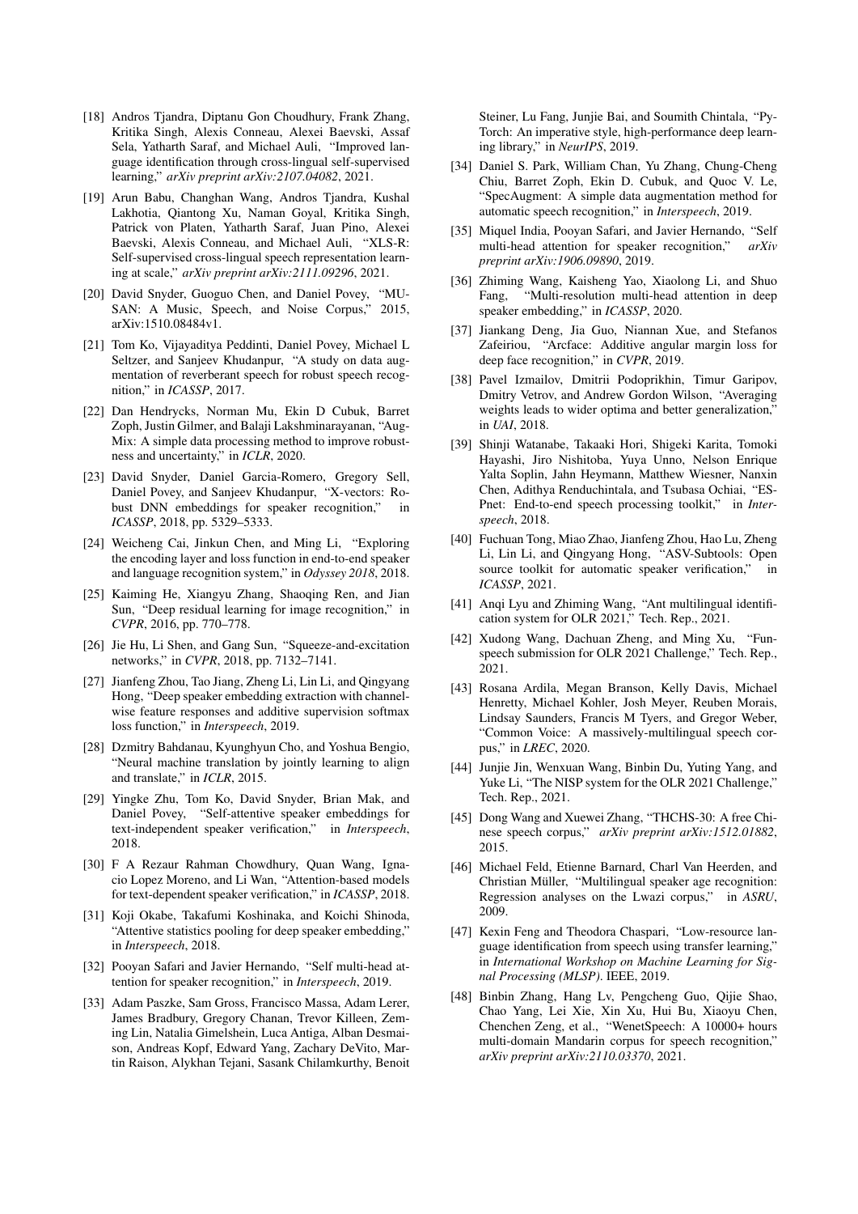[18] Andros Tjandra, Diptanu Gon Choudhury, Frank Zhang, Kritika Singh, Alexis Conneau, Alexei Baevski, Assaf Sela, Yatharth Saraf, and Michael Auli, "Improved language identification through cross-lingual self-supervised learning," *arXiv preprint arXiv:2107.04082*, 2021.

[19] Arun Babu, Changhan Wang, Andros Tjandra, Kushal Lakhotia, Qiantong Xu, Naman Goyal, Kritika Singh, Patrick von Platen, Yatharth Saraf, Juan Pino, Alexei Baevski, Alexis Conneau, and Michael Auli, "XLS-R: Self-supervised cross-lingual speech representation learning at scale," *arXiv preprint arXiv:2111.09296*, 2021.

[20] David Snyder, Guoguo Chen, and Daniel Povey, "MUSAN: A Music, Speech, and Noise Corpus," 2015, arXiv:1510.08484v1.

[21] Tom Ko, Vijayaditya Peddinti, Daniel Povey, Michael L Seltzer, and Sanjeev Khudanpur, "A study on data augmentation of reverberant speech for robust speech recognition," in *ICASSP*, 2017.

[22] Dan Hendrycks, Norman Mu, Ekin D Cubuk, Barret Zoph, Justin Gilmer, and Balaji Lakshminarayanan, "AugMix: A simple data processing method to improve robustness and uncertainty," in *ICLR*, 2020.

[23] David Snyder, Daniel Garcia-Romero, Gregory Sell, Daniel Povey, and Sanjeev Khudanpur, "X-vectors: Robust DNN embeddings for speaker recognition," in *ICASSP*, 2018, pp. 5329–5333.

[24] Weicheng Cai, Jinkun Chen, and Ming Li, "Exploring the encoding layer and loss function in end-to-end speaker and language recognition system," in *Odyssey 2018*, 2018.

[25] Kaiming He, Xiangyu Zhang, Shaoqing Ren, and Jian Sun, "Deep residual learning for image recognition," in *CVPR*, 2016, pp. 770–778.

[26] Jie Hu, Li Shen, and Gang Sun, "Squeeze-and-excitation networks," in *CVPR*, 2018, pp. 7132–7141.

[27] Jianfeng Zhou, Tao Jiang, Zheng Li, Lin Li, and Qingyang Hong, "Deep speaker embedding extraction with channel-wise feature responses and additive supervision softmax loss function," in *Interspeech*, 2019.

[28] Dzmitry Bahdanau, Kyunghyun Cho, and Yoshua Bengio, "Neural machine translation by jointly learning to align and translate," in *ICLR*, 2015.

[29] Yingke Zhu, Tom Ko, David Snyder, Brian Mak, and Daniel Povey, "Self-attentive speaker embeddings for text-independent speaker verification," in *Interspeech*, 2018.

[30] F A Rezaur Rahman Chowdhury, Quan Wang, Ignacio Lopez Moreno, and Li Wan, "Attention-based models for text-dependent speaker verification," in *ICASSP*, 2018.

[31] Koji Okabe, Takafumi Koshinaka, and Koichi Shinoda, "Attentive statistics pooling for deep speaker embedding," in *Interspeech*, 2018.

[32] Pooyan Safari and Javier Hernando, "Self multi-head attention for speaker recognition," in *Interspeech*, 2019.

[33] Adam Paszke, Sam Gross, Francisco Massa, Adam Lerer, James Bradbury, Gregory Chanan, Trevor Killeen, Zeming Lin, Natalia Gimelshein, Luca Antiga, Alban Desmaison, Andreas Kopf, Edward Yang, Zachary DeVito, Martin Raison, Alykhan Tejani, Sasank Chilamkurthy, Benoit Steiner, Lu Fang, Junjie Bai, and Soumith Chintala, "PyTorch: An imperative style, high-performance deep learning library," in *NeurIPS*, 2019.

[34] Daniel S. Park, William Chan, Yu Zhang, Chung-Cheng Chiu, Barret Zoph, Ekin D. Cubuk, and Quoc V. Le, "SpecAugment: A simple data augmentation method for automatic speech recognition," in *Interspeech*, 2019.

[35] Miquel India, Pooyan Safari, and Javier Hernando, "Self multi-head attention for speaker recognition," *arXiv preprint arXiv:1906.09890*, 2019.

[36] Zhiming Wang, Kaisheng Yao, Xiaolong Li, and Shuo Fang, "Multi-resolution multi-head attention in deep speaker embedding," in *ICASSP*, 2020.

[37] Jiankang Deng, Jia Guo, Niannan Xue, and Stefanos Zafeiriou, "Arcface: Additive angular margin loss for deep face recognition," in *CVPR*, 2019.

[38] Pavel Izmailov, Dmitrii Podoprikhin, Timur Garipov, Dmitry Vetrov, and Andrew Gordon Wilson, "Averaging weights leads to wider optima and better generalization," in *UAI*, 2018.

[39] Shinji Watanabe, Takaaki Hori, Shigeki Karita, Tomoki Hayashi, Jiro Nishitoba, Yuya Unno, Nelson Enrique Yalta Soplin, Jahn Heymann, Matthew Wiesner, Nanxin Chen, Adithya Renduchintala, and Tsubasa Ochiai, "ESPnet: End-to-end speech processing toolkit," in *Interspeech*, 2018.

[40] Fuchuan Tong, Miao Zhao, Jianfeng Zhou, Hao Lu, Zheng Li, Lin Li, and Qingyang Hong, "ASV-Subtools: Open source toolkit for automatic speaker verification," in *ICASSP*, 2021.

[41] Anqi Lyu and Zhiming Wang, "Ant multilingual identification system for OLR 2021," Tech. Rep., 2021.

[42] Xudong Wang, Dachuan Zheng, and Ming Xu, "Funspeech submission for OLR 2021 Challenge," Tech. Rep., 2021.

[43] Rosana Ardila, Megan Branson, Kelly Davis, Michael Henretty, Michael Kohler, Josh Meyer, Reuben Morais, Lindsay Saunders, Francis M Tyers, and Gregor Weber, "Common Voice: A massively-multilingual speech corpus," in *LREC*, 2020.

[44] Junjie Jin, Wenxuan Wang, Binbin Du, Yuting Yang, and Yuke Li, "The NISP system for the OLR 2021 Challenge," Tech. Rep., 2021.

[45] Dong Wang and Xuewei Zhang, "THCHS-30: A free Chinese speech corpus," *arXiv preprint arXiv:1512.01882*, 2015.

[46] Michael Feld, Etienne Barnard, Charl Van Heerden, and Christian Müller, "Multilingual speaker age recognition: Regression analyses on the Lwazi corpus," in *ASRU*, 2009.

[47] Kexin Feng and Theodora Chaspari, "Low-resource language identification from speech using transfer learning," in *International Workshop on Machine Learning for Signal Processing (MLSP)*. IEEE, 2019.

[48] Binbin Zhang, Hang Lv, Pengcheng Guo, Qijie Shao, Chao Yang, Lei Xie, Xin Xu, Hui Bu, Xiaoyu Chen, Chenchen Zeng, et al., "WenetSpeech: A 10000+ hours multi-domain Mandarin corpus for speech recognition," *arXiv preprint arXiv:2110.03370*, 2021.